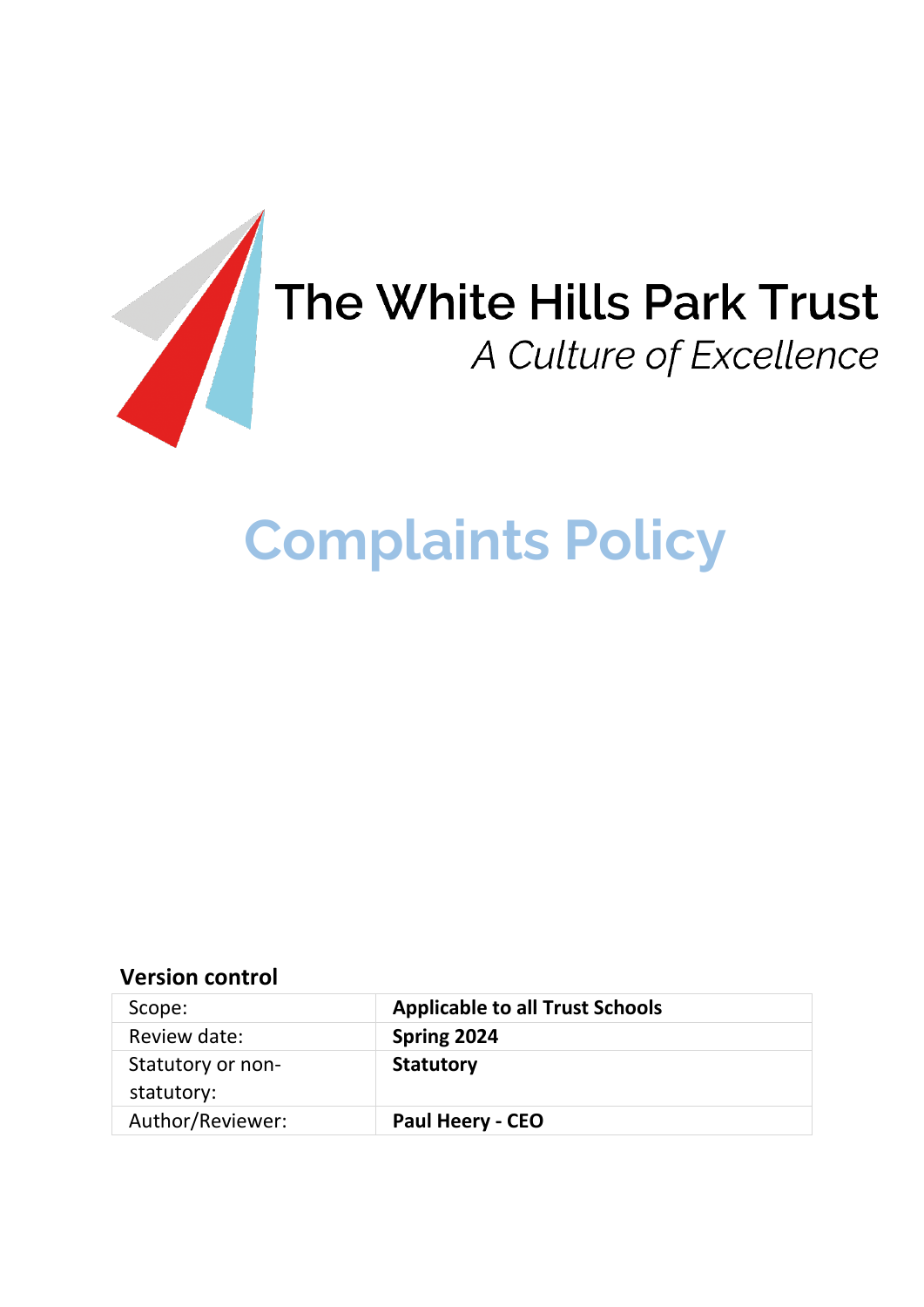The White Hills Park Trust

*A Culture of Excellence*

# Complaints Policy

**Version control**

| Scope: | **Applicable to all Trust Schools** |
|---|---|
| Review date: | **Spring 2024** |
| Statutory or non-statutory: | **Statutory** |
| Author/Reviewer: | **Paul Heery - CEO** |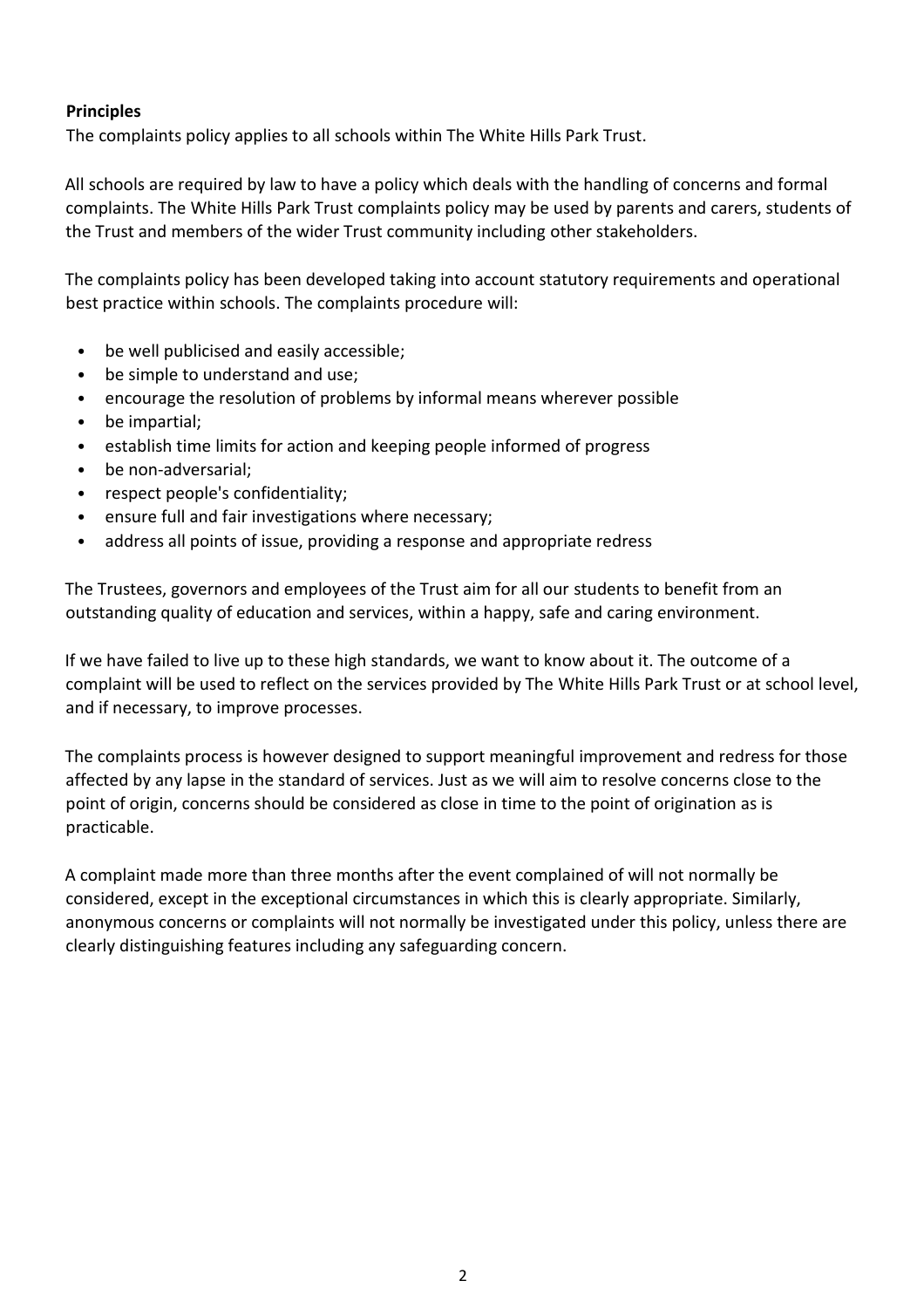**Principles**

The complaints policy applies to all schools within The White Hills Park Trust.

All schools are required by law to have a policy which deals with the handling of concerns and formal complaints. The White Hills Park Trust complaints policy may be used by parents and carers, students of the Trust and members of the wider Trust community including other stakeholders.

The complaints policy has been developed taking into account statutory requirements and operational best practice within schools. The complaints procedure will:

- be well publicised and easily accessible;
- be simple to understand and use;
- encourage the resolution of problems by informal means wherever possible
- be impartial;
- establish time limits for action and keeping people informed of progress
- be non-adversarial;
- respect people's confidentiality;
- ensure full and fair investigations where necessary;
- address all points of issue, providing a response and appropriate redress

The Trustees, governors and employees of the Trust aim for all our students to benefit from an outstanding quality of education and services, within a happy, safe and caring environment.

If we have failed to live up to these high standards, we want to know about it. The outcome of a complaint will be used to reflect on the services provided by The White Hills Park Trust or at school level, and if necessary, to improve processes.

The complaints process is however designed to support meaningful improvement and redress for those affected by any lapse in the standard of services. Just as we will aim to resolve concerns close to the point of origin, concerns should be considered as close in time to the point of origination as is practicable.

A complaint made more than three months after the event complained of will not normally be considered, except in the exceptional circumstances in which this is clearly appropriate. Similarly, anonymous concerns or complaints will not normally be investigated under this policy, unless there are clearly distinguishing features including any safeguarding concern.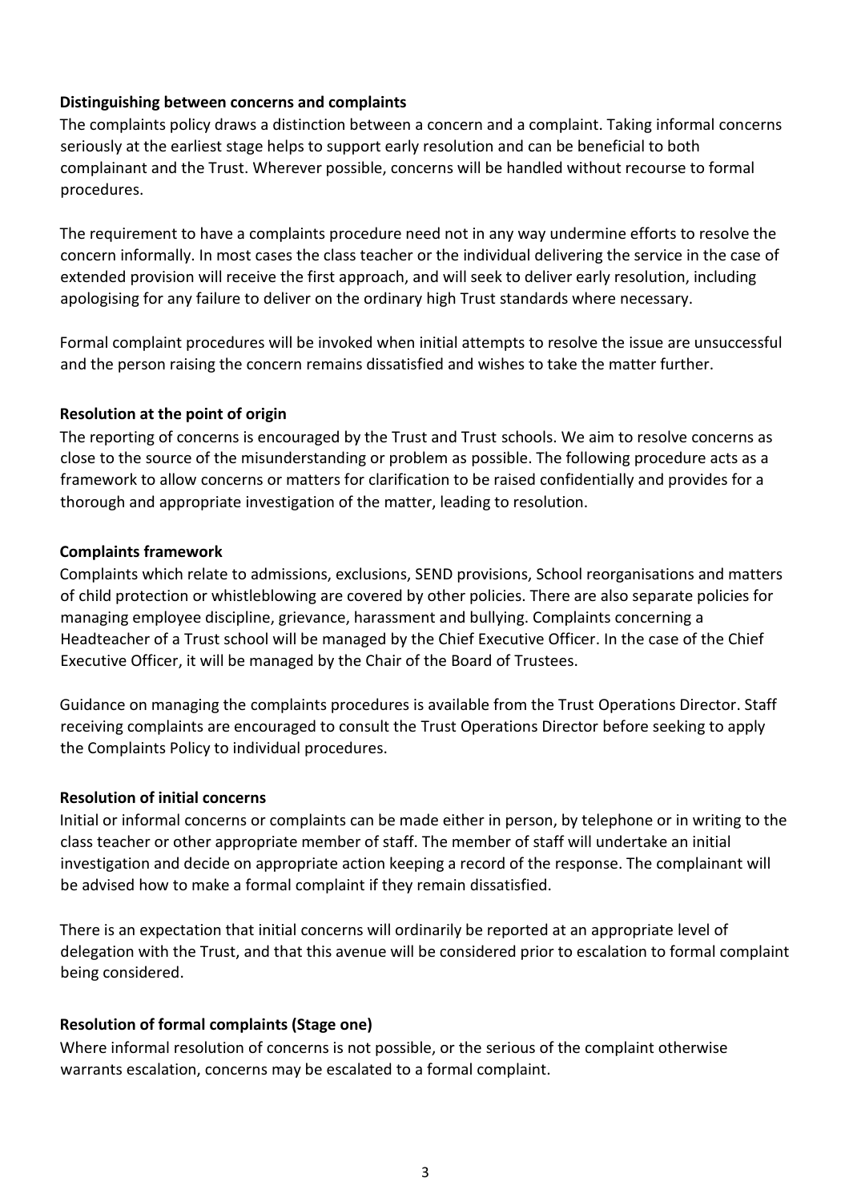**Distinguishing between concerns and complaints**

The complaints policy draws a distinction between a concern and a complaint. Taking informal concerns seriously at the earliest stage helps to support early resolution and can be beneficial to both complainant and the Trust. Wherever possible, concerns will be handled without recourse to formal procedures.

The requirement to have a complaints procedure need not in any way undermine efforts to resolve the concern informally. In most cases the class teacher or the individual delivering the service in the case of extended provision will receive the first approach, and will seek to deliver early resolution, including apologising for any failure to deliver on the ordinary high Trust standards where necessary.

Formal complaint procedures will be invoked when initial attempts to resolve the issue are unsuccessful and the person raising the concern remains dissatisfied and wishes to take the matter further.

**Resolution at the point of origin**

The reporting of concerns is encouraged by the Trust and Trust schools. We aim to resolve concerns as close to the source of the misunderstanding or problem as possible. The following procedure acts as a framework to allow concerns or matters for clarification to be raised confidentially and provides for a thorough and appropriate investigation of the matter, leading to resolution.

**Complaints framework**

Complaints which relate to admissions, exclusions, SEND provisions, School reorganisations and matters of child protection or whistleblowing are covered by other policies. There are also separate policies for managing employee discipline, grievance, harassment and bullying. Complaints concerning a Headteacher of a Trust school will be managed by the Chief Executive Officer. In the case of the Chief Executive Officer, it will be managed by the Chair of the Board of Trustees.

Guidance on managing the complaints procedures is available from the Trust Operations Director. Staff receiving complaints are encouraged to consult the Trust Operations Director before seeking to apply the Complaints Policy to individual procedures.

**Resolution of initial concerns**

Initial or informal concerns or complaints can be made either in person, by telephone or in writing to the class teacher or other appropriate member of staff. The member of staff will undertake an initial investigation and decide on appropriate action keeping a record of the response. The complainant will be advised how to make a formal complaint if they remain dissatisfied.

There is an expectation that initial concerns will ordinarily be reported at an appropriate level of delegation with the Trust, and that this avenue will be considered prior to escalation to formal complaint being considered.

**Resolution of formal complaints (Stage one)**

Where informal resolution of concerns is not possible, or the serious of the complaint otherwise warrants escalation, concerns may be escalated to a formal complaint.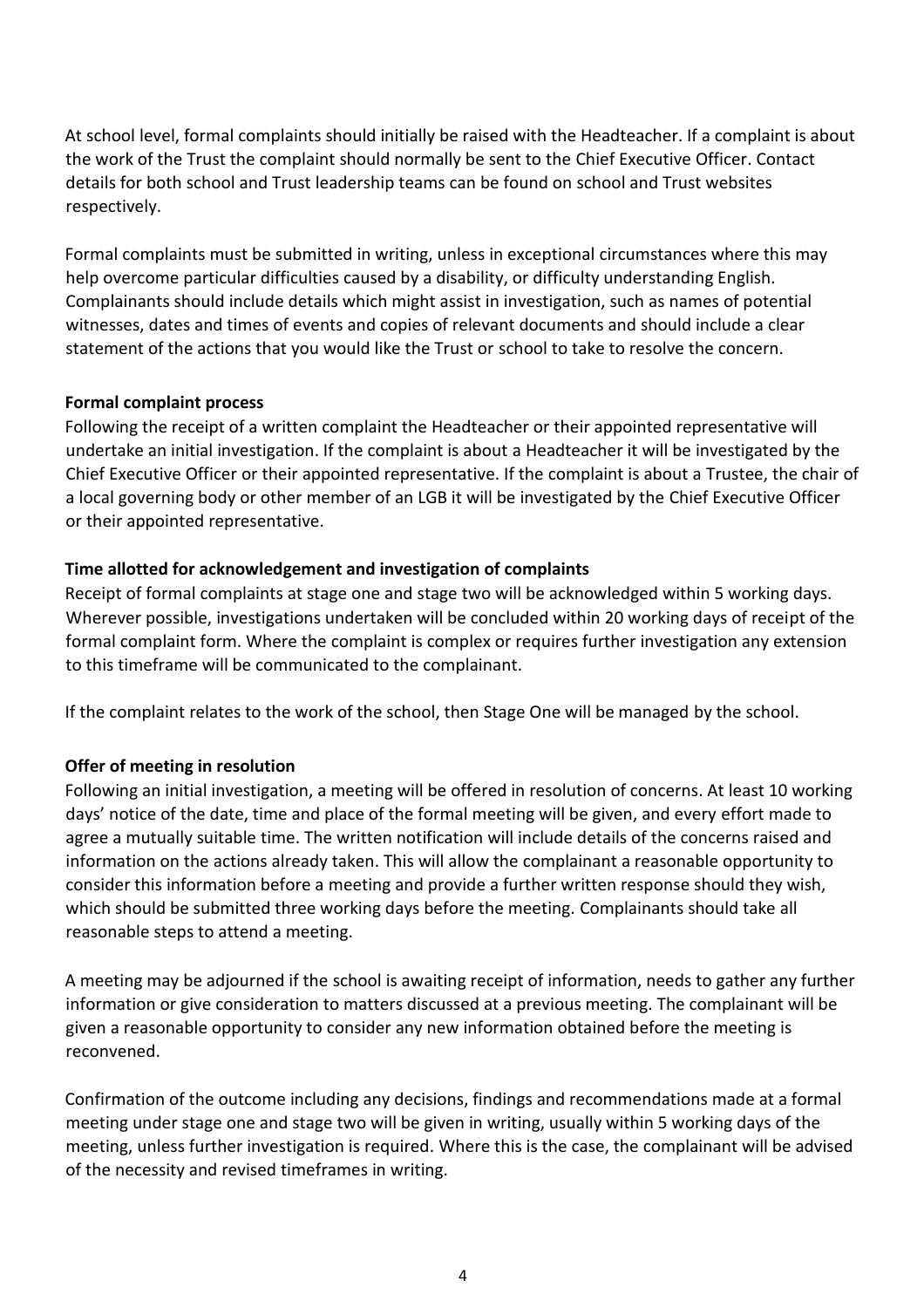At school level, formal complaints should initially be raised with the Headteacher. If a complaint is about the work of the Trust the complaint should normally be sent to the Chief Executive Officer. Contact details for both school and Trust leadership teams can be found on school and Trust websites respectively.

Formal complaints must be submitted in writing, unless in exceptional circumstances where this may help overcome particular difficulties caused by a disability, or difficulty understanding English. Complainants should include details which might assist in investigation, such as names of potential witnesses, dates and times of events and copies of relevant documents and should include a clear statement of the actions that you would like the Trust or school to take to resolve the concern.

**Formal complaint process**

Following the receipt of a written complaint the Headteacher or their appointed representative will undertake an initial investigation. If the complaint is about a Headteacher it will be investigated by the Chief Executive Officer or their appointed representative. If the complaint is about a Trustee, the chair of a local governing body or other member of an LGB it will be investigated by the Chief Executive Officer or their appointed representative.

**Time allotted for acknowledgement and investigation of complaints**

Receipt of formal complaints at stage one and stage two will be acknowledged within 5 working days. Wherever possible, investigations undertaken will be concluded within 20 working days of receipt of the formal complaint form. Where the complaint is complex or requires further investigation any extension to this timeframe will be communicated to the complainant.

If the complaint relates to the work of the school, then Stage One will be managed by the school.

**Offer of meeting in resolution**

Following an initial investigation, a meeting will be offered in resolution of concerns. At least 10 working days' notice of the date, time and place of the formal meeting will be given, and every effort made to agree a mutually suitable time. The written notification will include details of the concerns raised and information on the actions already taken. This will allow the complainant a reasonable opportunity to consider this information before a meeting and provide a further written response should they wish, which should be submitted three working days before the meeting. Complainants should take all reasonable steps to attend a meeting.

A meeting may be adjourned if the school is awaiting receipt of information, needs to gather any further information or give consideration to matters discussed at a previous meeting. The complainant will be given a reasonable opportunity to consider any new information obtained before the meeting is reconvened.

Confirmation of the outcome including any decisions, findings and recommendations made at a formal meeting under stage one and stage two will be given in writing, usually within 5 working days of the meeting, unless further investigation is required. Where this is the case, the complainant will be advised of the necessity and revised timeframes in writing.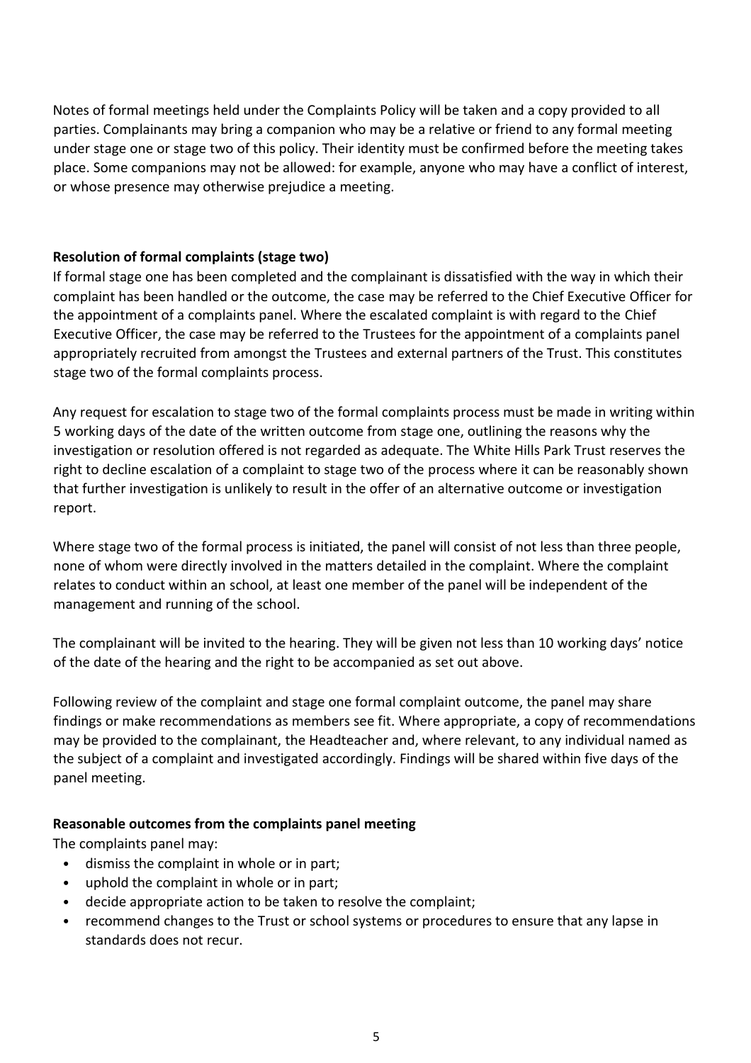Notes of formal meetings held under the Complaints Policy will be taken and a copy provided to all parties. Complainants may bring a companion who may be a relative or friend to any formal meeting under stage one or stage two of this policy. Their identity must be confirmed before the meeting takes place. Some companions may not be allowed: for example, anyone who may have a conflict of interest, or whose presence may otherwise prejudice a meeting.

**Resolution of formal complaints (stage two)**

If formal stage one has been completed and the complainant is dissatisfied with the way in which their complaint has been handled or the outcome, the case may be referred to the Chief Executive Officer for the appointment of a complaints panel. Where the escalated complaint is with regard to the Chief Executive Officer, the case may be referred to the Trustees for the appointment of a complaints panel appropriately recruited from amongst the Trustees and external partners of the Trust. This constitutes stage two of the formal complaints process.

Any request for escalation to stage two of the formal complaints process must be made in writing within 5 working days of the date of the written outcome from stage one, outlining the reasons why the investigation or resolution offered is not regarded as adequate. The White Hills Park Trust reserves the right to decline escalation of a complaint to stage two of the process where it can be reasonably shown that further investigation is unlikely to result in the offer of an alternative outcome or investigation report.

Where stage two of the formal process is initiated, the panel will consist of not less than three people, none of whom were directly involved in the matters detailed in the complaint. Where the complaint relates to conduct within an school, at least one member of the panel will be independent of the management and running of the school.

The complainant will be invited to the hearing. They will be given not less than 10 working days' notice of the date of the hearing and the right to be accompanied as set out above.

Following review of the complaint and stage one formal complaint outcome, the panel may share findings or make recommendations as members see fit. Where appropriate, a copy of recommendations may be provided to the complainant, the Headteacher and, where relevant, to any individual named as the subject of a complaint and investigated accordingly. Findings will be shared within five days of the panel meeting.

**Reasonable outcomes from the complaints panel meeting**

The complaints panel may:

- dismiss the complaint in whole or in part;
- uphold the complaint in whole or in part;
- decide appropriate action to be taken to resolve the complaint;
- recommend changes to the Trust or school systems or procedures to ensure that any lapse in standards does not recur.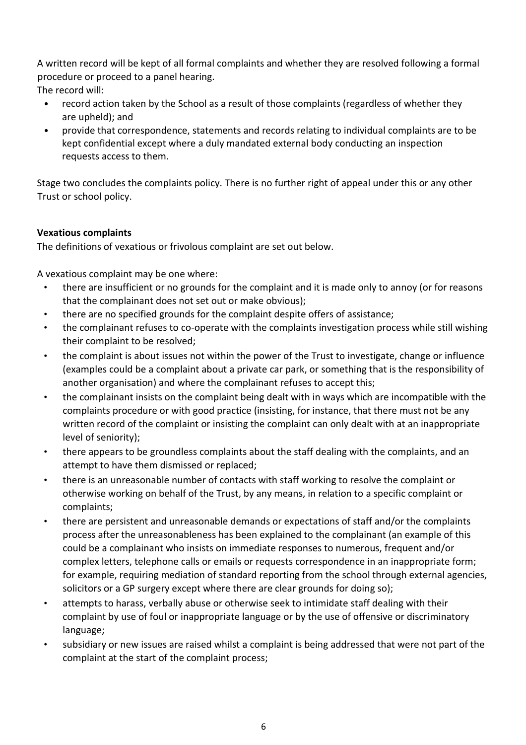A written record will be kept of all formal complaints and whether they are resolved following a formal procedure or proceed to a panel hearing.

The record will:

- record action taken by the School as a result of those complaints (regardless of whether they are upheld); and
- provide that correspondence, statements and records relating to individual complaints are to be kept confidential except where a duly mandated external body conducting an inspection requests access to them.

Stage two concludes the complaints policy. There is no further right of appeal under this or any other Trust or school policy.

**Vexatious complaints**

The definitions of vexatious or frivolous complaint are set out below.

A vexatious complaint may be one where:

- there are insufficient or no grounds for the complaint and it is made only to annoy (or for reasons that the complainant does not set out or make obvious);
- there are no specified grounds for the complaint despite offers of assistance;
- the complainant refuses to co-operate with the complaints investigation process while still wishing their complaint to be resolved;
- the complaint is about issues not within the power of the Trust to investigate, change or influence (examples could be a complaint about a private car park, or something that is the responsibility of another organisation) and where the complainant refuses to accept this;
- the complainant insists on the complaint being dealt with in ways which are incompatible with the complaints procedure or with good practice (insisting, for instance, that there must not be any written record of the complaint or insisting the complaint can only dealt with at an inappropriate level of seniority);
- there appears to be groundless complaints about the staff dealing with the complaints, and an attempt to have them dismissed or replaced;
- there is an unreasonable number of contacts with staff working to resolve the complaint or otherwise working on behalf of the Trust, by any means, in relation to a specific complaint or complaints;
- there are persistent and unreasonable demands or expectations of staff and/or the complaints process after the unreasonableness has been explained to the complainant (an example of this could be a complainant who insists on immediate responses to numerous, frequent and/or complex letters, telephone calls or emails or requests correspondence in an inappropriate form; for example, requiring mediation of standard reporting from the school through external agencies, solicitors or a GP surgery except where there are clear grounds for doing so);
- attempts to harass, verbally abuse or otherwise seek to intimidate staff dealing with their complaint by use of foul or inappropriate language or by the use of offensive or discriminatory language;
- subsidiary or new issues are raised whilst a complaint is being addressed that were not part of the complaint at the start of the complaint process;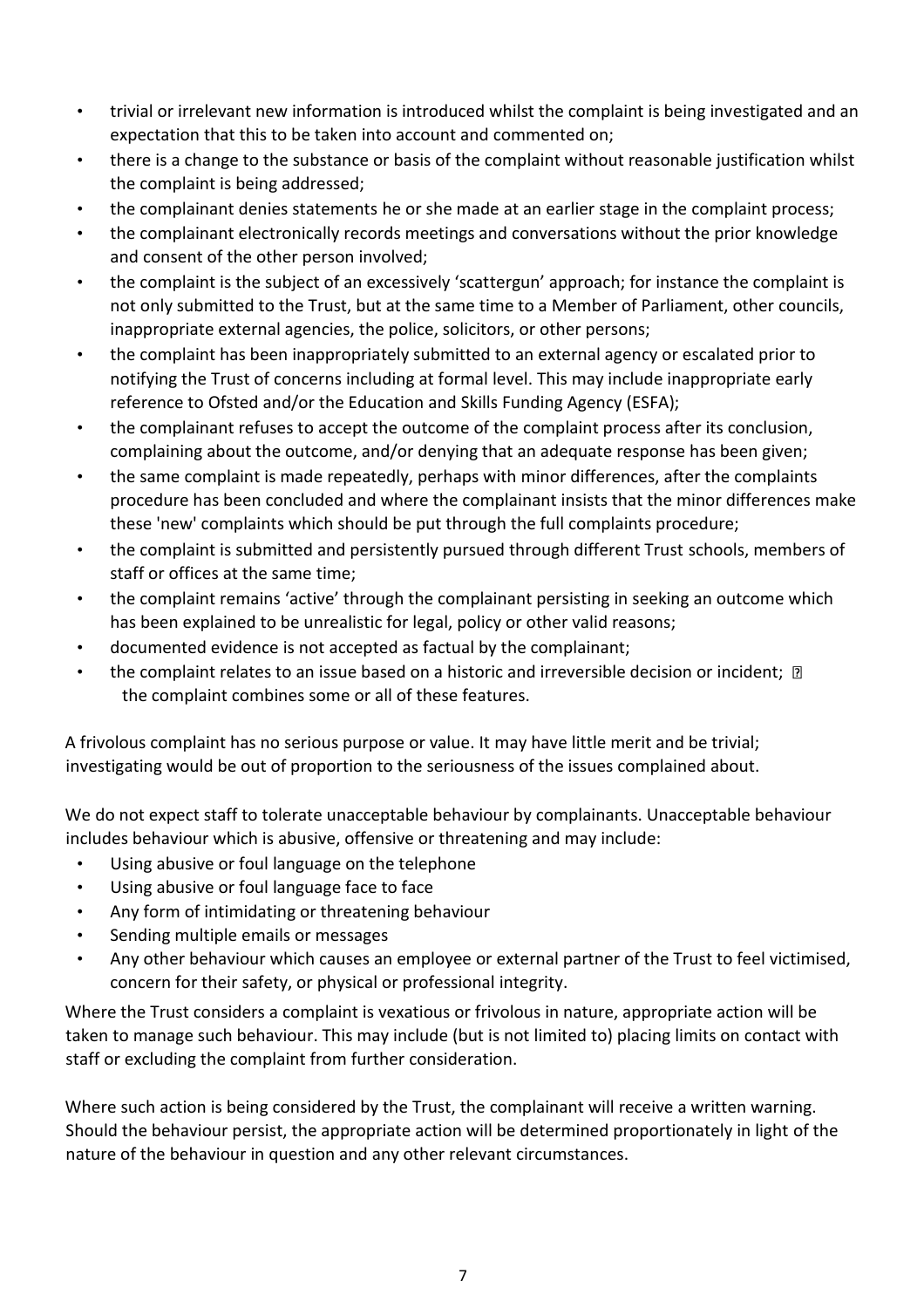- trivial or irrelevant new information is introduced whilst the complaint is being investigated and an expectation that this to be taken into account and commented on;
- there is a change to the substance or basis of the complaint without reasonable justification whilst the complaint is being addressed;
- the complainant denies statements he or she made at an earlier stage in the complaint process;
- the complainant electronically records meetings and conversations without the prior knowledge and consent of the other person involved;
- the complaint is the subject of an excessively 'scattergun' approach; for instance the complaint is not only submitted to the Trust, but at the same time to a Member of Parliament, other councils, inappropriate external agencies, the police, solicitors, or other persons;
- the complaint has been inappropriately submitted to an external agency or escalated prior to notifying the Trust of concerns including at formal level. This may include inappropriate early reference to Ofsted and/or the Education and Skills Funding Agency (ESFA);
- the complainant refuses to accept the outcome of the complaint process after its conclusion, complaining about the outcome, and/or denying that an adequate response has been given;
- the same complaint is made repeatedly, perhaps with minor differences, after the complaints procedure has been concluded and where the complainant insists that the minor differences make these 'new' complaints which should be put through the full complaints procedure;
- the complaint is submitted and persistently pursued through different Trust schools, members of staff or offices at the same time;
- the complaint remains 'active' through the complainant persisting in seeking an outcome which has been explained to be unrealistic for legal, policy or other valid reasons;
- documented evidence is not accepted as factual by the complainant;
- the complaint relates to an issue based on a historic and irreversible decision or incident;
- the complaint combines some or all of these features.

A frivolous complaint has no serious purpose or value. It may have little merit and be trivial; investigating would be out of proportion to the seriousness of the issues complained about.

We do not expect staff to tolerate unacceptable behaviour by complainants. Unacceptable behaviour includes behaviour which is abusive, offensive or threatening and may include:

- Using abusive or foul language on the telephone
- Using abusive or foul language face to face
- Any form of intimidating or threatening behaviour
- Sending multiple emails or messages
- Any other behaviour which causes an employee or external partner of the Trust to feel victimised, concern for their safety, or physical or professional integrity.

Where the Trust considers a complaint is vexatious or frivolous in nature, appropriate action will be taken to manage such behaviour. This may include (but is not limited to) placing limits on contact with staff or excluding the complaint from further consideration.

Where such action is being considered by the Trust, the complainant will receive a written warning. Should the behaviour persist, the appropriate action will be determined proportionately in light of the nature of the behaviour in question and any other relevant circumstances.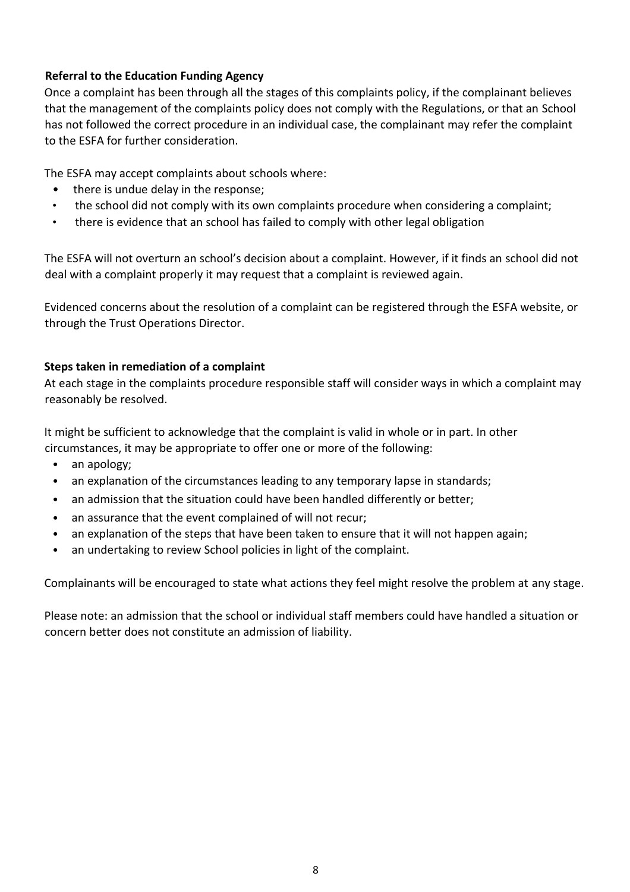### Referral to the Education Funding Agency

Once a complaint has been through all the stages of this complaints policy, if the complainant believes that the management of the complaints policy does not comply with the Regulations, or that an School has not followed the correct procedure in an individual case, the complainant may refer the complaint to the ESFA for further consideration.

The ESFA may accept complaints about schools where:

- there is undue delay in the response;
- the school did not comply with its own complaints procedure when considering a complaint;
- there is evidence that an school has failed to comply with other legal obligation

The ESFA will not overturn an school's decision about a complaint. However, if it finds an school did not deal with a complaint properly it may request that a complaint is reviewed again.

Evidenced concerns about the resolution of a complaint can be registered through the ESFA website, or through the Trust Operations Director.

### Steps taken in remediation of a complaint

At each stage in the complaints procedure responsible staff will consider ways in which a complaint may reasonably be resolved.

It might be sufficient to acknowledge that the complaint is valid in whole or in part. In other circumstances, it may be appropriate to offer one or more of the following:

- an apology;
- an explanation of the circumstances leading to any temporary lapse in standards;
- an admission that the situation could have been handled differently or better;
- an assurance that the event complained of will not recur;
- an explanation of the steps that have been taken to ensure that it will not happen again;
- an undertaking to review School policies in light of the complaint.

Complainants will be encouraged to state what actions they feel might resolve the problem at any stage.

Please note: an admission that the school or individual staff members could have handled a situation or concern better does not constitute an admission of liability.